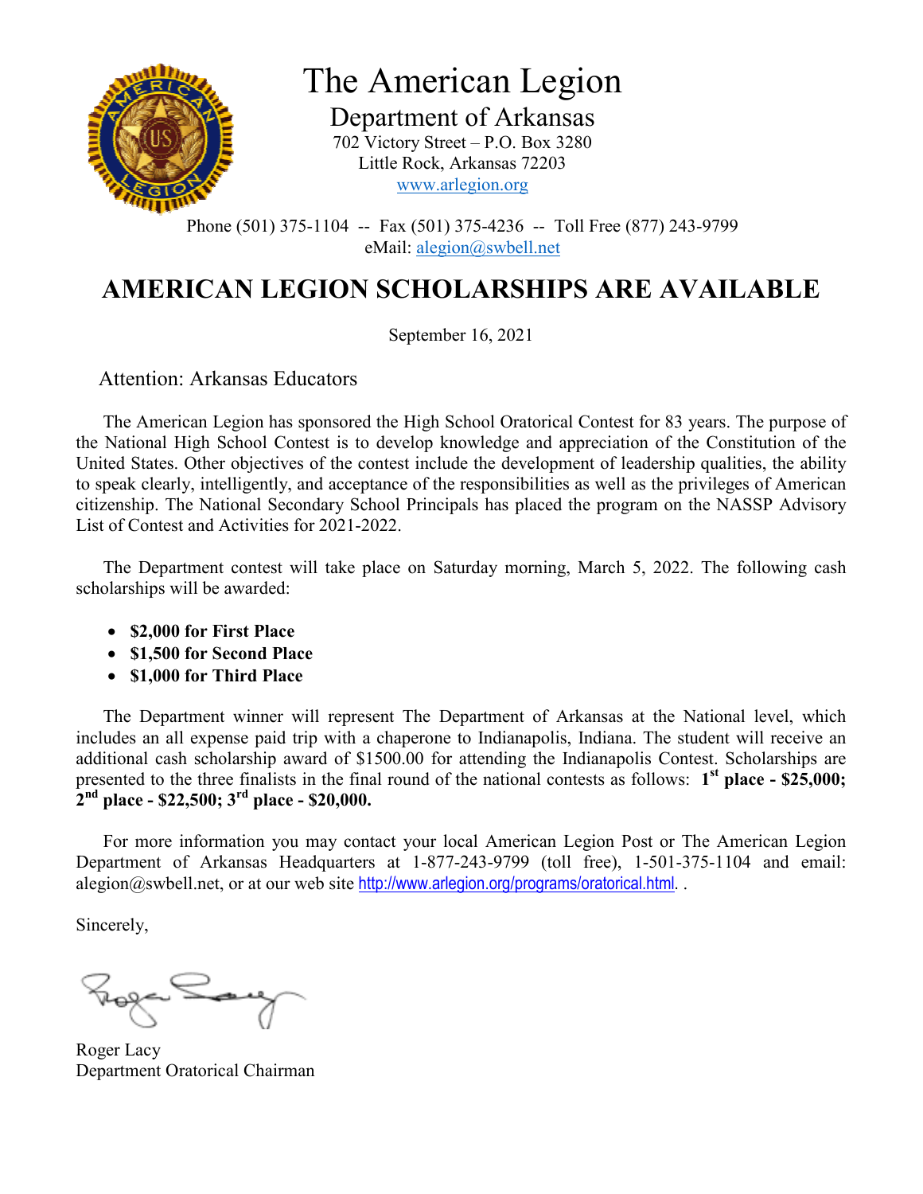# The American Legion

## Department of Arkansas

702 Victory Street – P.O. Box 3280
Little Rock, Arkansas 72203
www.arlegion.org

Phone (501) 375-1104 -- Fax (501) 375-4236 -- Toll Free (877) 243-9799
eMail: alegion@swbell.net

# AMERICAN LEGION SCHOLARSHIPS ARE AVAILABLE

September 16, 2021

Attention: Arkansas Educators

The American Legion has sponsored the High School Oratorical Contest for 83 years. The purpose of the National High School Contest is to develop knowledge and appreciation of the Constitution of the United States. Other objectives of the contest include the development of leadership qualities, the ability to speak clearly, intelligently, and acceptance of the responsibilities as well as the privileges of American citizenship. The National Secondary School Principals has placed the program on the NASSP Advisory List of Contest and Activities for 2021-2022.

The Department contest will take place on Saturday morning, March 5, 2022. The following cash scholarships will be awarded:

- **$2,000 for First Place**
- **$1,500 for Second Place**
- **$1,000 for Third Place**

The Department winner will represent The Department of Arkansas at the National level, which includes an all expense paid trip with a chaperone to Indianapolis, Indiana. The student will receive an additional cash scholarship award of $1500.00 for attending the Indianapolis Contest. Scholarships are presented to the three finalists in the final round of the national contests as follows: **1st place - $25,000; 2nd place - $22,500; 3rd place - $20,000.**

For more information you may contact your local American Legion Post or The American Legion Department of Arkansas Headquarters at 1-877-243-9799 (toll free), 1-501-375-1104 and email: alegion@swbell.net, or at our web site http://www.arlegion.org/programs/oratorical.html. .

Sincerely,

Roger Lacy
Department Oratorical Chairman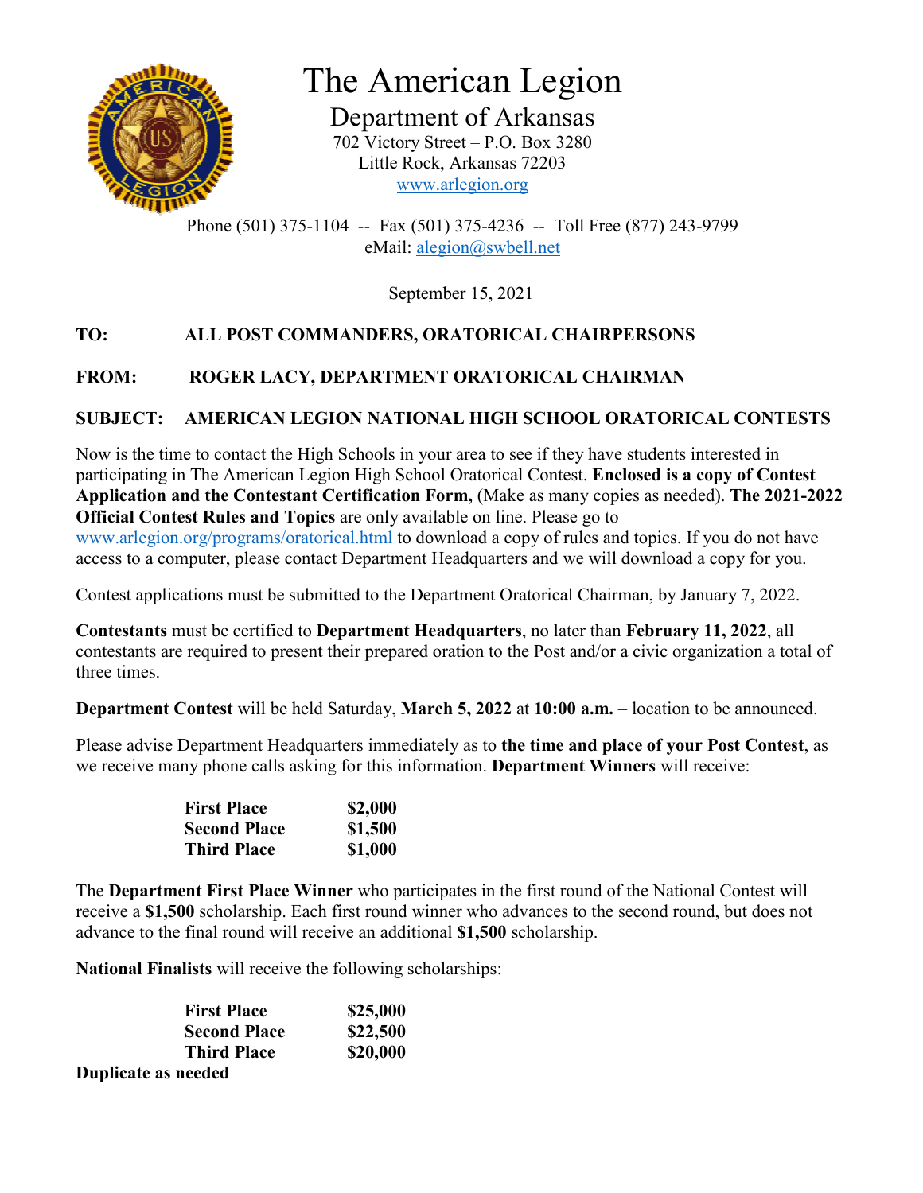# The American Legion

## Department of Arkansas

702 Victory Street – P.O. Box 3280
Little Rock, Arkansas 72203
www.arlegion.org

Phone (501) 375-1104 -- Fax (501) 375-4236 -- Toll Free (877) 243-9799
eMail: alegion@swbell.net

September 15, 2021

**TO:** **ALL POST COMMANDERS, ORATORICAL CHAIRPERSONS**

**FROM:** **ROGER LACY, DEPARTMENT ORATORICAL CHAIRMAN**

**SUBJECT:** **AMERICAN LEGION NATIONAL HIGH SCHOOL ORATORICAL CONTESTS**

Now is the time to contact the High Schools in your area to see if they have students interested in participating in The American Legion High School Oratorical Contest. **Enclosed is a copy of Contest Application and the Contestant Certification Form,** (Make as many copies as needed). **The 2021-2022 Official Contest Rules and Topics** are only available on line. Please go to www.arlegion.org/programs/oratorical.html to download a copy of rules and topics. If you do not have access to a computer, please contact Department Headquarters and we will download a copy for you.

Contest applications must be submitted to the Department Oratorical Chairman, by January 7, 2022.

**Contestants** must be certified to **Department Headquarters**, no later than **February 11, 2022**, all contestants are required to present their prepared oration to the Post and/or a civic organization a total of three times.

**Department Contest** will be held Saturday, **March 5, 2022** at **10:00 a.m.** – location to be announced.

Please advise Department Headquarters immediately as to **the time and place of your Post Contest**, as we receive many phone calls asking for this information. **Department Winners** will receive:

| | |
|---|---|
| **First Place** | **$2,000** |
| **Second Place** | **$1,500** |
| **Third Place** | **$1,000** |

The **Department First Place Winner** who participates in the first round of the National Contest will receive a **$1,500** scholarship. Each first round winner who advances to the second round, but does not advance to the final round will receive an additional **$1,500** scholarship.

**National Finalists** will receive the following scholarships:

| | |
|---|---|
| **First Place** | **$25,000** |
| **Second Place** | **$22,500** |
| **Third Place** | **$20,000** |

**Duplicate as needed**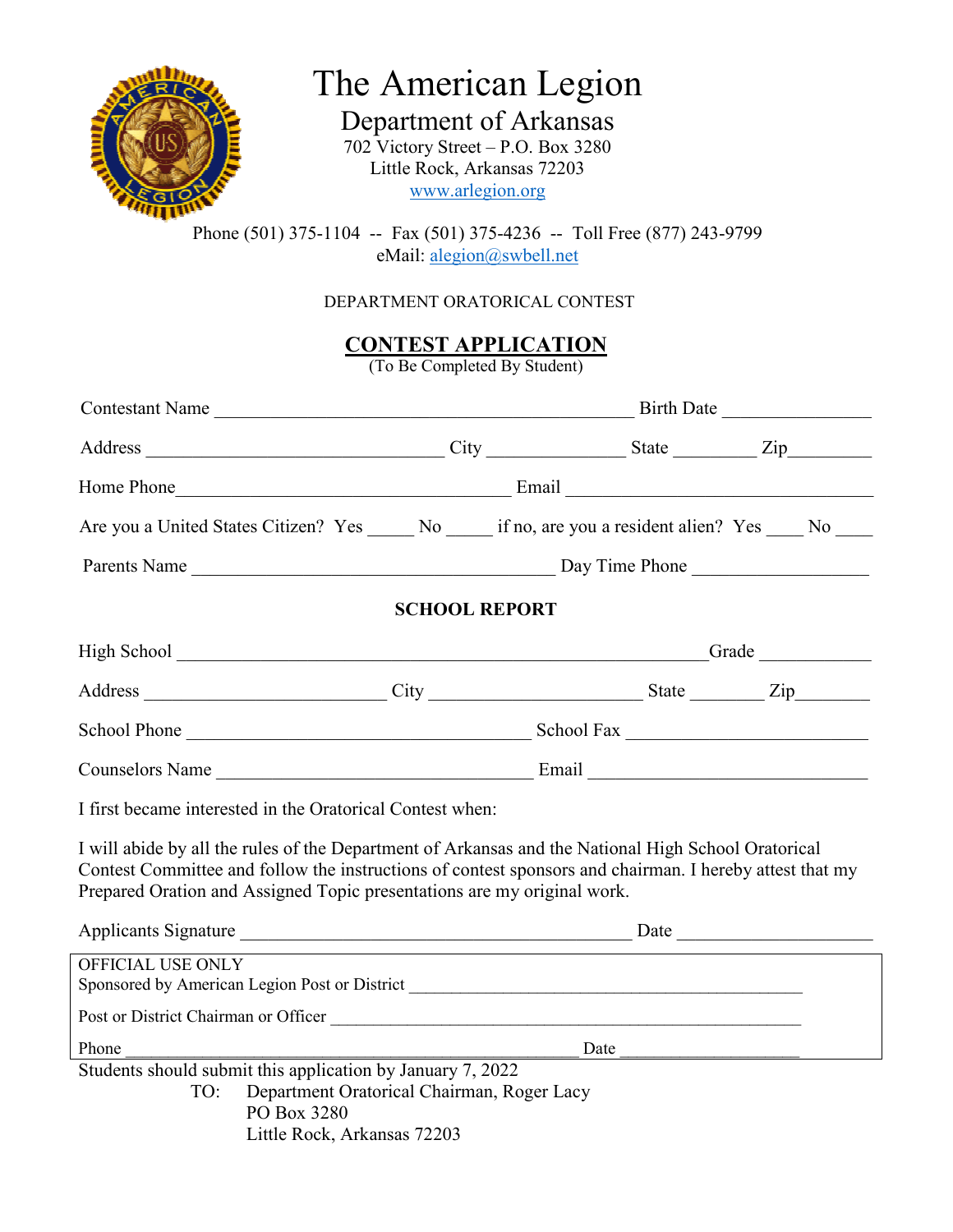# The American Legion

## Department of Arkansas

702 Victory Street – P.O. Box 3280
Little Rock, Arkansas 72203
www.arlegion.org

Phone (501) 375-1104 -- Fax (501) 375-4236 -- Toll Free (877) 243-9799
eMail: alegion@swbell.net

DEPARTMENT ORATORICAL CONTEST

## CONTEST APPLICATION

(To Be Completed By Student)

Contestant Name _______________________________________________ Birth Date ________________

Address ________________________________ City _______________ State _________ Zip_________

Home Phone____________________________________ Email _________________________________

Are you a United States Citizen? Yes _____ No _____ if no, are you a resident alien? Yes ____ No ____

Parents Name _______________________________________ Day Time Phone ___________________

### SCHOOL REPORT

High School ___________________________________________________________Grade ____________

Address __________________________ City _______________________ State ________ Zip________

School Phone _____________________________________ School Fax __________________________

Counselors Name __________________________________ Email ______________________________

I first became interested in the Oratorical Contest when:

I will abide by all the rules of the Department of Arkansas and the National High School Oratorical Contest Committee and follow the instructions of contest sponsors and chairman. I hereby attest that my Prepared Oration and Assigned Topic presentations are my original work.

Applicants Signature __________________________________________ Date _____________________

OFFICIAL USE ONLY
Sponsored by American Legion Post or District ___________________________________________

Post or District Chairman or Officer ____________________________________________________

Phone ___________________________________________________ Date ____________________

Students should submit this application by January 7, 2022

TO: Department Oratorical Chairman, Roger Lacy
PO Box 3280
Little Rock, Arkansas 72203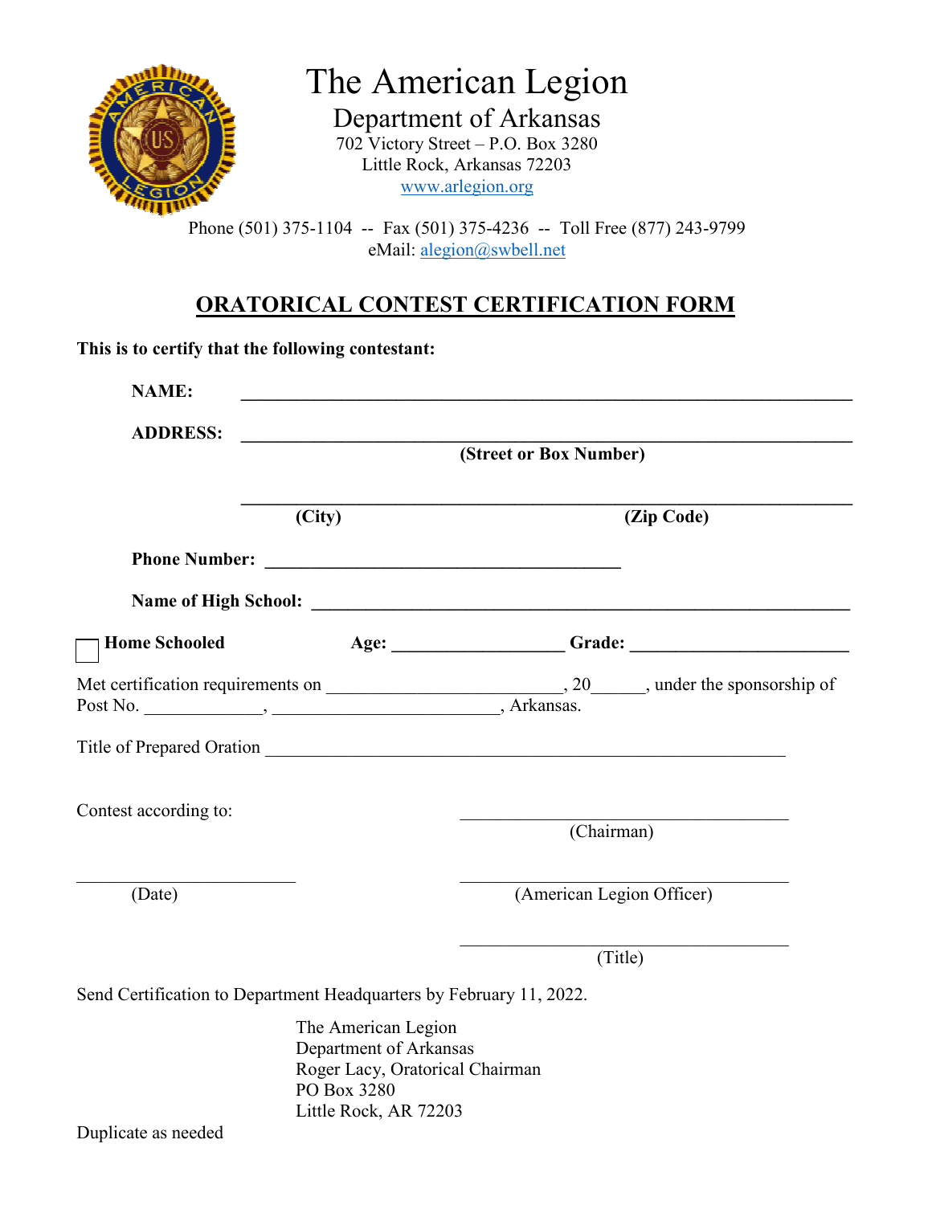# The American Legion

## Department of Arkansas

702 Victory Street – P.O. Box 3280
Little Rock, Arkansas 72203
www.arlegion.org

Phone (501) 375-1104 -- Fax (501) 375-4236 -- Toll Free (877) 243-9799
eMail: alegion@swbell.net

## ORATORICAL CONTEST CERTIFICATION FORM

**This is to certify that the following contestant:**

**NAME:** ____________________________________________

**ADDRESS:** ____________________________________________
**(Street or Box Number)**

____________________________________________
**(City)** **(Zip Code)**

**Phone Number:** ______________________________

**Name of High School:** ____________________________________________

☐ **Home Schooled** **Age:** ______________ **Grade:** ________________

Met certification requirements on ____________________, 20______, under the sponsorship of Post No. ___________, ____________________, Arkansas.

Title of Prepared Oration ____________________________________________

Contest according to:

______________________________
(Chairman)

____________________
(Date)

______________________________
(American Legion Officer)

______________________________
(Title)

Send Certification to Department Headquarters by February 11, 2022.

The American Legion
Department of Arkansas
Roger Lacy, Oratorical Chairman
PO Box 3280
Little Rock, AR 72203

Duplicate as needed